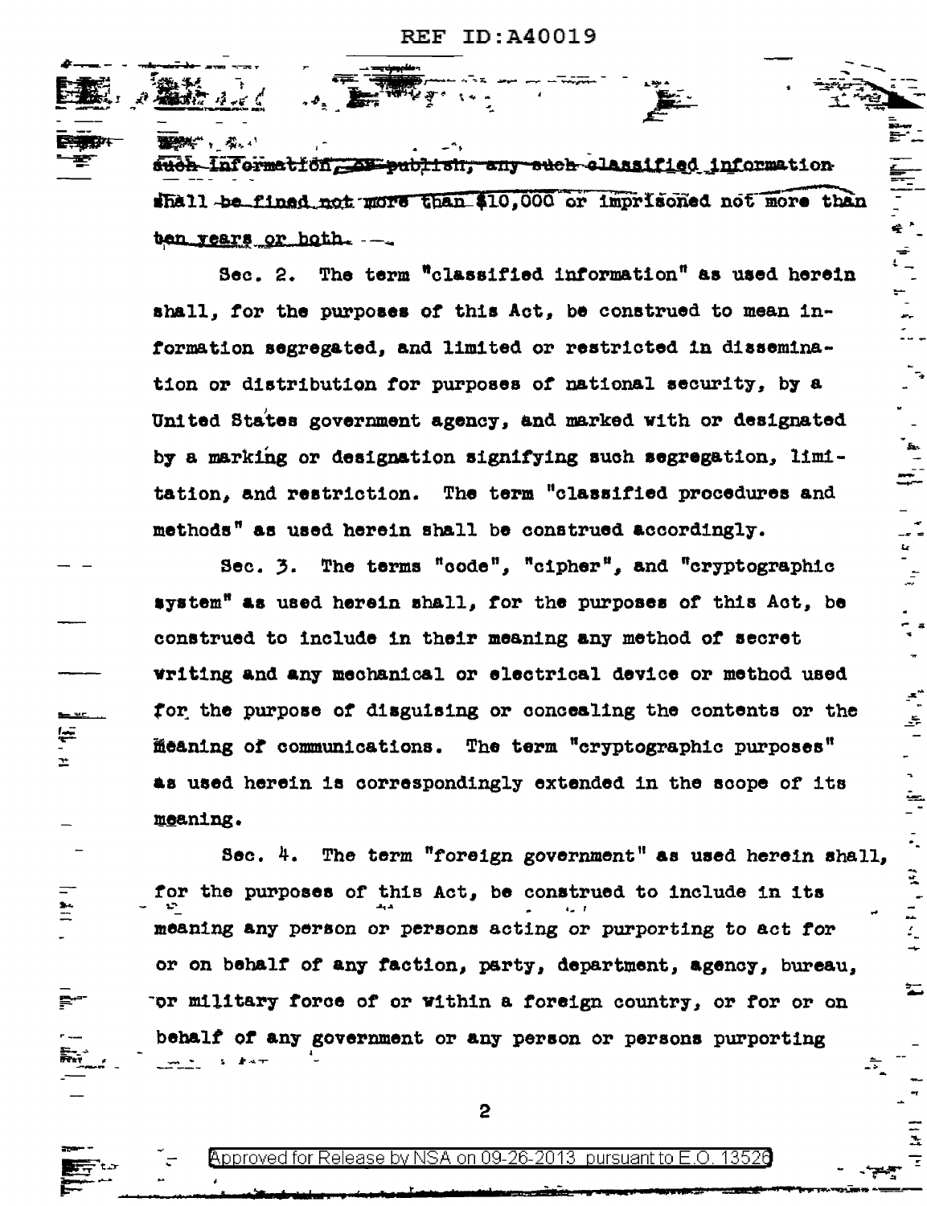such information, or publish, any such classified information shall be fined not more than $10,000 or imprisoned not more than ten years or both.

Sec. 2. The term "classified information" as used herein shall, for the purposes of this Act, be construed to mean information segregated, and limited or restricted in dissemination or distribution for purposes of national security, by a United States government agency, and marked with or designated by a marking or designation signifying such segregation, limitation, and restriction. The term "classified procedures and methods" as used herein shall be construed accordingly.

Sec. 3. The terms "code", "cipher", and "cryptographic system" as used herein shall, for the purposes of this Act, be construed to include in their meaning any method of secret writing and any mechanical or electrical device or method used for the purpose of disguising or concealing the contents or the meaning of communications. The term "cryptographic purposes" as used herein is correspondingly extended in the scope of its meaning.

Sec. 4. The term "foreign government" as used herein shall, for the purposes of this Act, be construed to include in its meaning any person or persons acting or purporting to act for or on behalf of any faction, party, department, agency, bureau, or military force of or within a foreign country, or for or on behalf of any government or any person or persons purporting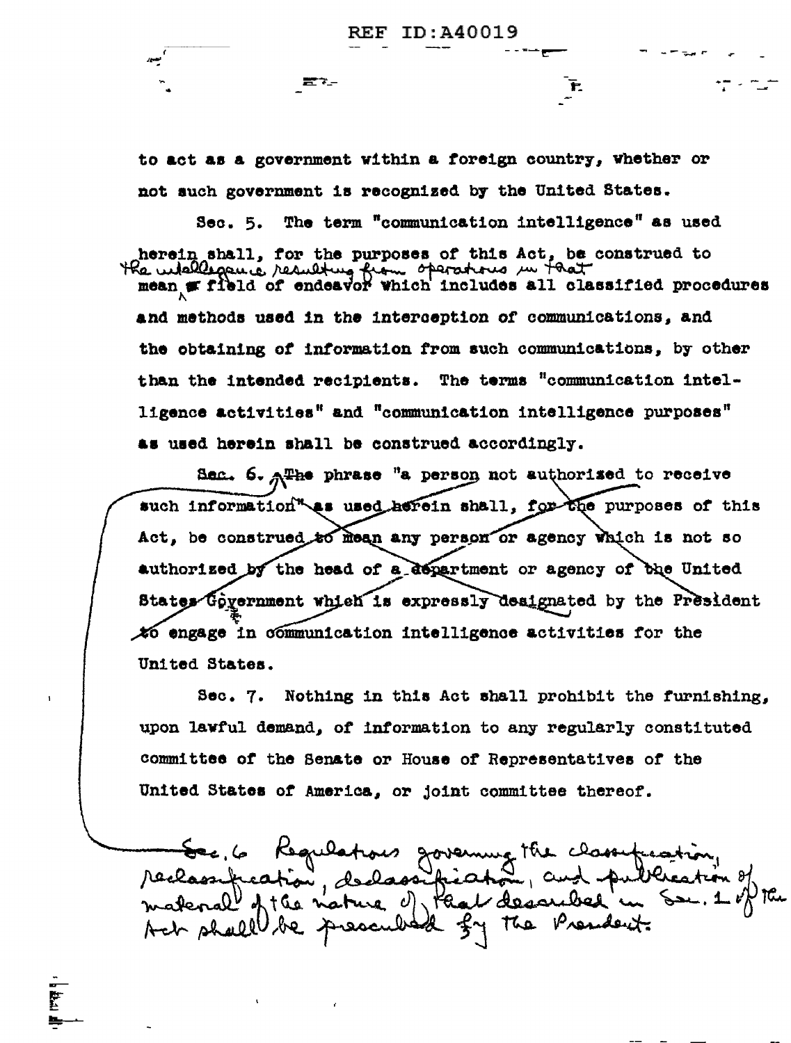to act as a government within a foreign country, whether or not such government is recognized by the United States.

Sec. 5. The term "communication intelligence" as used herein shall, for the purposes of this Act, be construed to mean the intelligence resulting from operations in that field of endeavor which includes all classified procedures and methods used in the interception of communications, and the obtaining of information from such communications, by other than the intended recipients. The terms "communication intelligence activities" and "communication intelligence purposes" as used herein shall be construed accordingly.

~~Sec. 6. The phrase "a person not authorized to receive such information" as used herein shall, for the purposes of this Act, be construed to mean any person or agency which is not so authorized by the head of a department or agency of the United States Government which is expressly designated by the President to engage in communication intelligence activities for the United States.~~

Sec. 7. Nothing in this Act shall prohibit the furnishing, upon lawful demand, of information to any regularly constituted committee of the Senate or House of Representatives of the United States of America, or joint committee thereof.

Sec. 6 Regulations governing the classification, reclassification, declassification, and publication of material of the nature of that described in Sec. 1 of the Act shall be prescribed by the President.